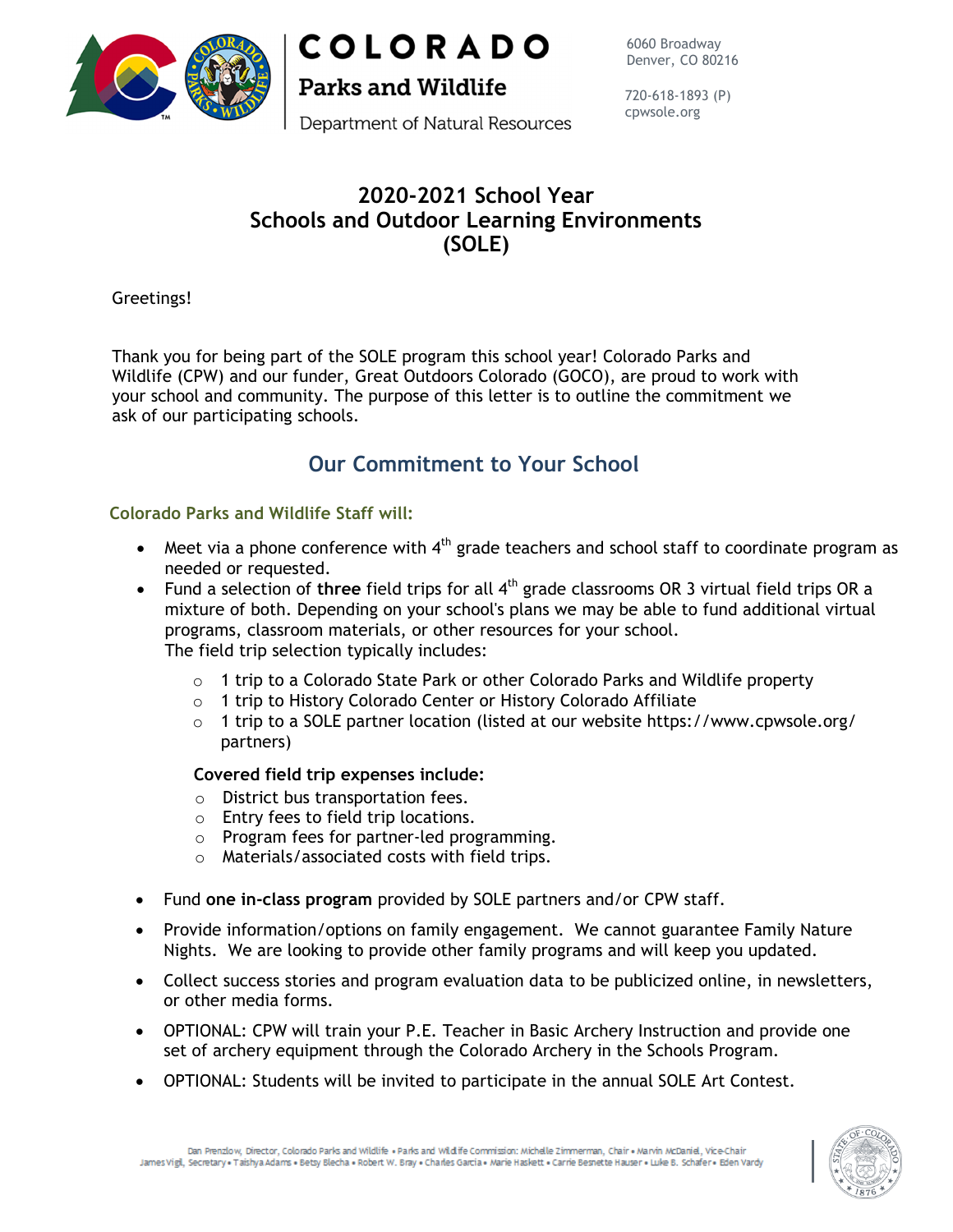COLORADO
Parks and Wildlife
Department of Natural Resources

6060 Broadway
Denver, CO 80216

720-618-1893 (P)
cpwsole.org

# 2020-2021 School Year
# Schools and Outdoor Learning Environments (SOLE)

Greetings!

Thank you for being part of the SOLE program this school year! Colorado Parks and Wildlife (CPW) and our funder, Great Outdoors Colorado (GOCO), are proud to work with your school and community. The purpose of this letter is to outline the commitment we ask of our participating schools.

## Our Commitment to Your School

### Colorado Parks and Wildlife Staff will:

- Meet via a phone conference with 4th grade teachers and school staff to coordinate program as needed or requested.
- Fund a selection of **three** field trips for all 4th grade classrooms OR 3 virtual field trips OR a mixture of both. Depending on your school's plans we may be able to fund additional virtual programs, classroom materials, or other resources for your school.
  The field trip selection typically includes:
  - 1 trip to a Colorado State Park or other Colorado Parks and Wildlife property
  - 1 trip to History Colorado Center or History Colorado Affiliate
  - 1 trip to a SOLE partner location (listed at our website https://www.cpwsole.org/partners)

  **Covered field trip expenses include:**
  - District bus transportation fees.
  - Entry fees to field trip locations.
  - Program fees for partner-led programming.
  - Materials/associated costs with field trips.
- Fund **one in-class program** provided by SOLE partners and/or CPW staff.
- Provide information/options on family engagement. We cannot guarantee Family Nature Nights. We are looking to provide other family programs and will keep you updated.
- Collect success stories and program evaluation data to be publicized online, in newsletters, or other media forms.
- OPTIONAL: CPW will train your P.E. Teacher in Basic Archery Instruction and provide one set of archery equipment through the Colorado Archery in the Schools Program.
- OPTIONAL: Students will be invited to participate in the annual SOLE Art Contest.

Dan Prenzlow, Director, Colorado Parks and Wildlife • Parks and Wildlife Commission: Michelle Zimmerman, Chair • Marvin McDaniel, Vice-Chair
James Vigil, Secretary • Taishya Adams • Betsy Blecha • Robert W. Bray • Charles Garcia • Marie Haskett • Carrie Besnette Hauser • Luke B. Schafer • Eden Vardy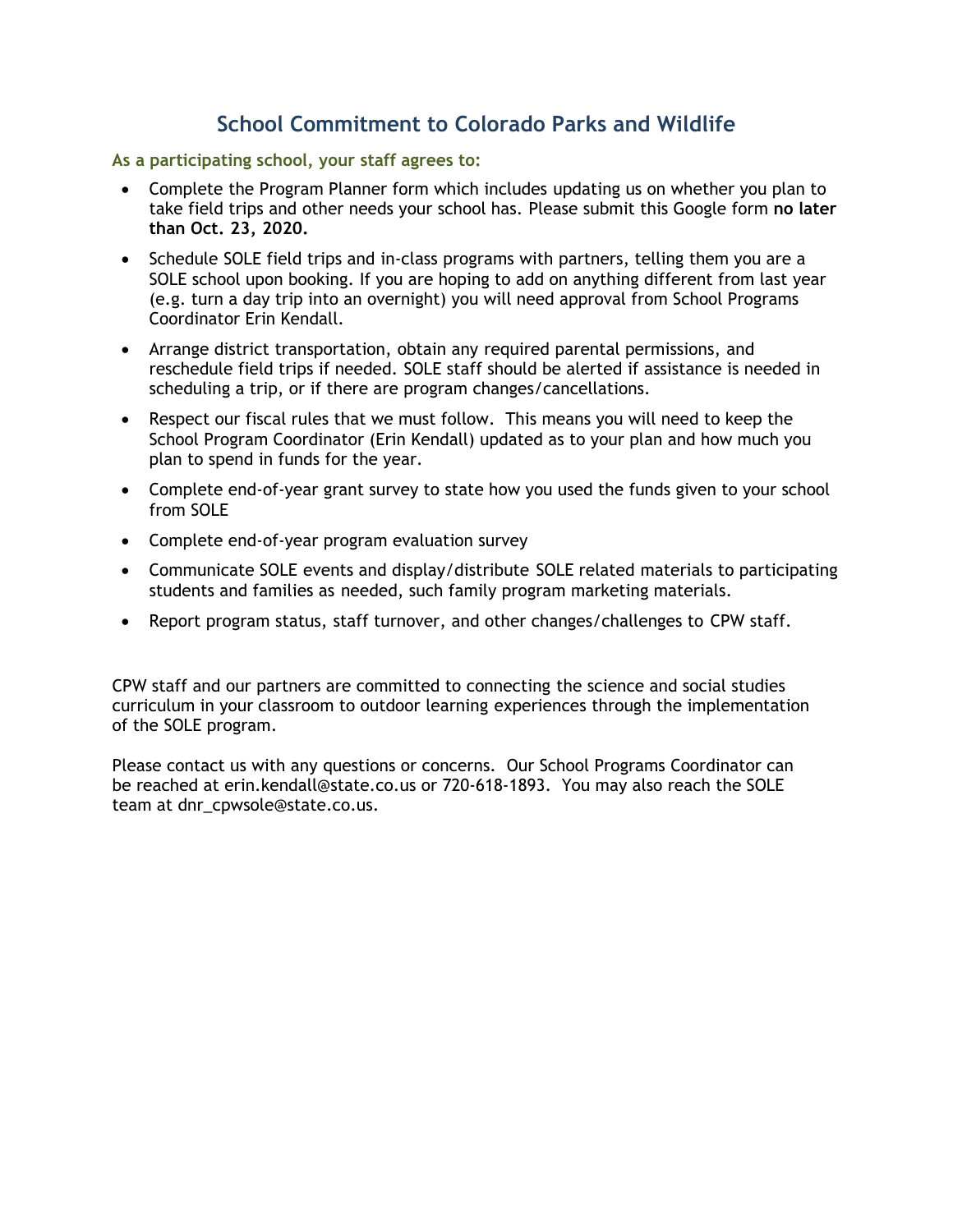## School Commitment to Colorado Parks and Wildlife

### As a participating school, your staff agrees to:

- Complete the Program Planner form which includes updating us on whether you plan to take field trips and other needs your school has. Please submit this Google form **no later than Oct. 23, 2020.**
- Schedule SOLE field trips and in-class programs with partners, telling them you are a SOLE school upon booking. If you are hoping to add on anything different from last year (e.g. turn a day trip into an overnight) you will need approval from School Programs Coordinator Erin Kendall.
- Arrange district transportation, obtain any required parental permissions, and reschedule field trips if needed. SOLE staff should be alerted if assistance is needed in scheduling a trip, or if there are program changes/cancellations.
- Respect our fiscal rules that we must follow. This means you will need to keep the School Program Coordinator (Erin Kendall) updated as to your plan and how much you plan to spend in funds for the year.
- Complete end-of-year grant survey to state how you used the funds given to your school from SOLE
- Complete end-of-year program evaluation survey
- Communicate SOLE events and display/distribute SOLE related materials to participating students and families as needed, such family program marketing materials.
- Report program status, staff turnover, and other changes/challenges to CPW staff.

CPW staff and our partners are committed to connecting the science and social studies curriculum in your classroom to outdoor learning experiences through the implementation of the SOLE program.

Please contact us with any questions or concerns. Our School Programs Coordinator can be reached at erin.kendall@state.co.us or 720-618-1893. You may also reach the SOLE team at dnr_cpwsole@state.co.us.